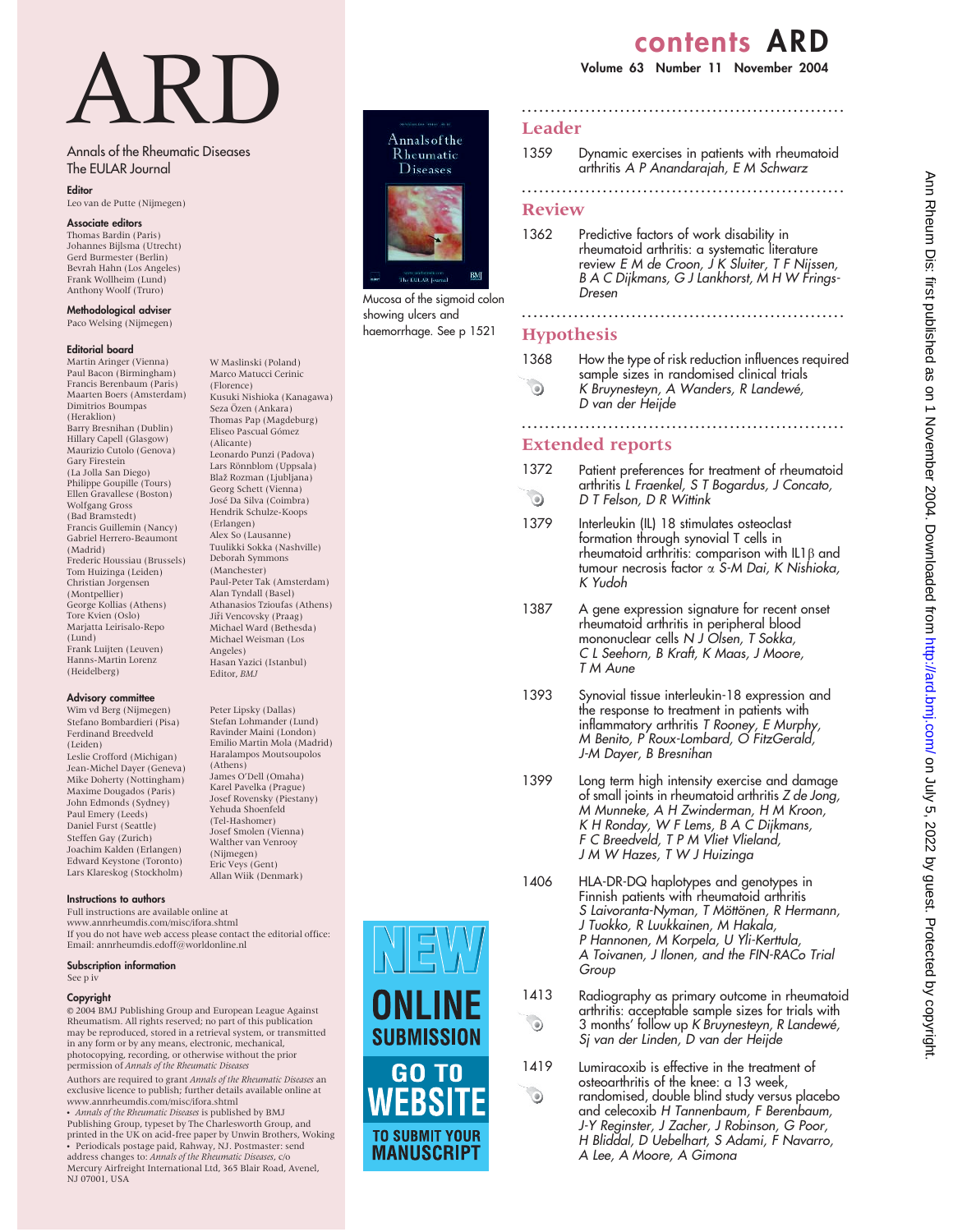# ARD

Annals of the Rheumatic Diseases
The EULAR Journal

**Editor**
Leo van de Putte (Nijmegen)

**Associate editors**
Thomas Bardin (Paris)
Johannes Bijlsma (Utrecht)
Gerd Burmester (Berlin)
Bevrah Hahn (Los Angeles)
Frank Wollheim (Lund)
Anthony Woolf (Truro)

**Methodological adviser**
Paco Welsing (Nijmegen)

**Editorial board**
Martin Aringer (Vienna)
Paul Bacon (Birmingham)
Francis Berenbaum (Paris)
Maarten Boers (Amsterdam)
Dimitrios Boumpas (Heraklion)
Barry Bresnihan (Dublin)
Hillary Capell (Glasgow)
Maurizio Cutolo (Genova)
Gary Firestein (La Jolla San Diego)
Philippe Goupille (Tours)
Ellen Gravallese (Boston)
Wolfgang Gross (Bad Bramstedt)
Francis Guillemin (Nancy)
Gabriel Herrero-Beaumont (Madrid)
Frederic Houssiau (Brussels)
Tom Huizinga (Leiden)
Christian Jorgensen (Montpellier)
George Kollias (Athens)
Tore Kvien (Oslo)
Marjatta Leirisalo-Repo (Lund)
Frank Luijten (Leuven)
Hanns-Martin Lorenz (Heidelberg)
W Maslinski (Poland)
Marco Matucci Cerinic (Florence)
Kusuki Nishioka (Kanagawa)
Seza Özen (Ankara)
Thomas Pap (Magdeburg)
Eliseo Pascual Gómez (Alicante)
Leonardo Punzi (Padova)
Lars Rönnblom (Uppsala)
Blaž Rozman (Ljubljana)
Georg Schett (Vienna)
José Da Silva (Coimbra)
Hendrik Schulze-Koops (Erlangen)
Alex So (Lausanne)
Tuulikki Sokka (Nashville)
Deborah Symmons (Manchester)
Paul-Peter Tak (Amsterdam)
Alan Tyndall (Basel)
Athanasios Tzioufas (Athens)
Jiři Vencovsky (Praag)
Michael Ward (Bethesda)
Michael Weisman (Los Angeles)
Hasan Yazici (Istanbul)
Editor, *BMJ*

**Advisory committee**
Wim vd Berg (Nijmegen)
Stefano Bombardieri (Pisa)
Ferdinand Breedveld (Leiden)
Leslie Crofford (Michigan)
Jean-Michel Dayer (Geneva)
Mike Doherty (Nottingham)
Maxime Dougados (Paris)
John Edmonds (Sydney)
Paul Emery (Leeds)
Daniel Furst (Seattle)
Steffen Gay (Zurich)
Joachim Kalden (Erlangen)
Edward Keystone (Toronto)
Lars Klareskog (Stockholm)
Peter Lipsky (Dallas)
Stefan Lohmander (Lund)
Ravinder Maini (London)
Emilio Martin Mola (Madrid)
Haralampos Moutsoupolos (Athens)
James O'Dell (Omaha)
Karel Pavelka (Prague)
Josef Rovensky (Piestany)
Yehuda Shoenfeld (Tel-Hashomer)
Josef Smolen (Vienna)
Walther van Venrooy (Nijmegen)
Eric Veys (Gent)
Allan Wiik (Denmark)

**Instructions to authors**
Full instructions are available online at www.annrheumdis.com/misc/ifora.shtml
If you do not have web access please contact the editorial office:
Email: annrheumdis.edoff@worldonline.nl

**Subscription information**
See p iv

**Copyright**
© 2004 BMJ Publishing Group and European League Against Rheumatism. All rights reserved; no part of this publication may be reproduced, stored in a retrieval system, or transmitted in any form or by any means, electronic, mechanical, photocopying, recording, or otherwise without the prior permission of *Annals of the Rheumatic Diseases*

Authors are required to grant *Annals of the Rheumatic Diseases* an exclusive licence to publish; further details available online at www.annrheumdis.com/misc/ifora.shtml

• *Annals of the Rheumatic Diseases* is published by BMJ Publishing Group, typeset by The Charlesworth Group, and printed in the UK on acid-free paper by Unwin Brothers, Woking
• Periodicals postage paid, Rahway, NJ. Postmaster: send address changes to: *Annals of the Rheumatic Diseases*, c/o Mercury Airfreight International Ltd, 365 Blair Road, Avenel, NJ 07001, USA

Mucosa of the sigmoid colon showing ulcers and haemorrhage. See p 1521

NEW ONLINE SUBMISSION
GO TO WEBSITE TO SUBMIT YOUR MANUSCRIPT

## contents ARD

Volume 63 Number 11 November 2004

### Leader

1359 Dynamic exercises in patients with rheumatoid arthritis *A P Anandarajah, E M Schwarz*

### Review

1362 Predictive factors of work disability in rheumatoid arthritis: a systematic literature review *E M de Croon, J K Sluiter, T F Nijssen, B A C Dijkmans, G J Lankhorst, M H W Frings-Dresen*

### Hypothesis

1368 How the type of risk reduction influences required sample sizes in randomised clinical trials *K Bruynesteyn, A Wanders, R Landewé, D van der Heijde*

### Extended reports

1372 Patient preferences for treatment of rheumatoid arthritis *L Fraenkel, S T Bogardus, J Concato, D T Felson, D R Wittink*

1379 Interleukin (IL) 18 stimulates osteoclast formation through synovial T cells in rheumatoid arthritis: comparison with IL1$\beta$ and tumour necrosis factor $\alpha$ *S-M Dai, K Nishioka, K Yudoh*

1387 A gene expression signature for recent onset rheumatoid arthritis in peripheral blood mononuclear cells *N J Olsen, T Sokka, C L Seehorn, B Kraft, K Maas, J Moore, T M Aune*

1393 Synovial tissue interleukin-18 expression and the response to treatment in patients with inflammatory arthritis *T Rooney, E Murphy, M Benito, P Roux-Lombard, O FitzGerald, J-M Dayer, B Bresnihan*

1399 Long term high intensity exercise and damage of small joints in rheumatoid arthritis *Z de Jong, M Munneke, A H Zwinderman, H M Kroon, K H Ronday, W F Lems, B A C Dijkmans, F C Breedveld, T P M Vliet Vlieland, J M W Hazes, T W J Huizinga*

1406 HLA-DR-DQ haplotypes and genotypes in Finnish patients with rheumatoid arthritis *S Laivoranta-Nyman, T Möttönen, R Hermann, J Tuokko, R Luukkainen, M Hakala, P Hannonen, M Korpela, U Yli-Kerttula, A Toivanen, J Ilonen, and the FIN-RACo Trial Group*

1413 Radiography as primary outcome in rheumatoid arthritis: acceptable sample sizes for trials with 3 months' follow up *K Bruynesteyn, R Landewé, Sj van der Linden, D van der Heijde*

1419 Lumiracoxib is effective in the treatment of osteoarthritis of the knee: a 13 week, randomised, double blind study versus placebo and celecoxib *H Tannenbaum, F Berenbaum, J-Y Reginster, J Zacher, J Robinson, G Poor, H Bliddal, D Uebelhart, S Adami, F Navarro, A Lee, A Moore, A Gimona*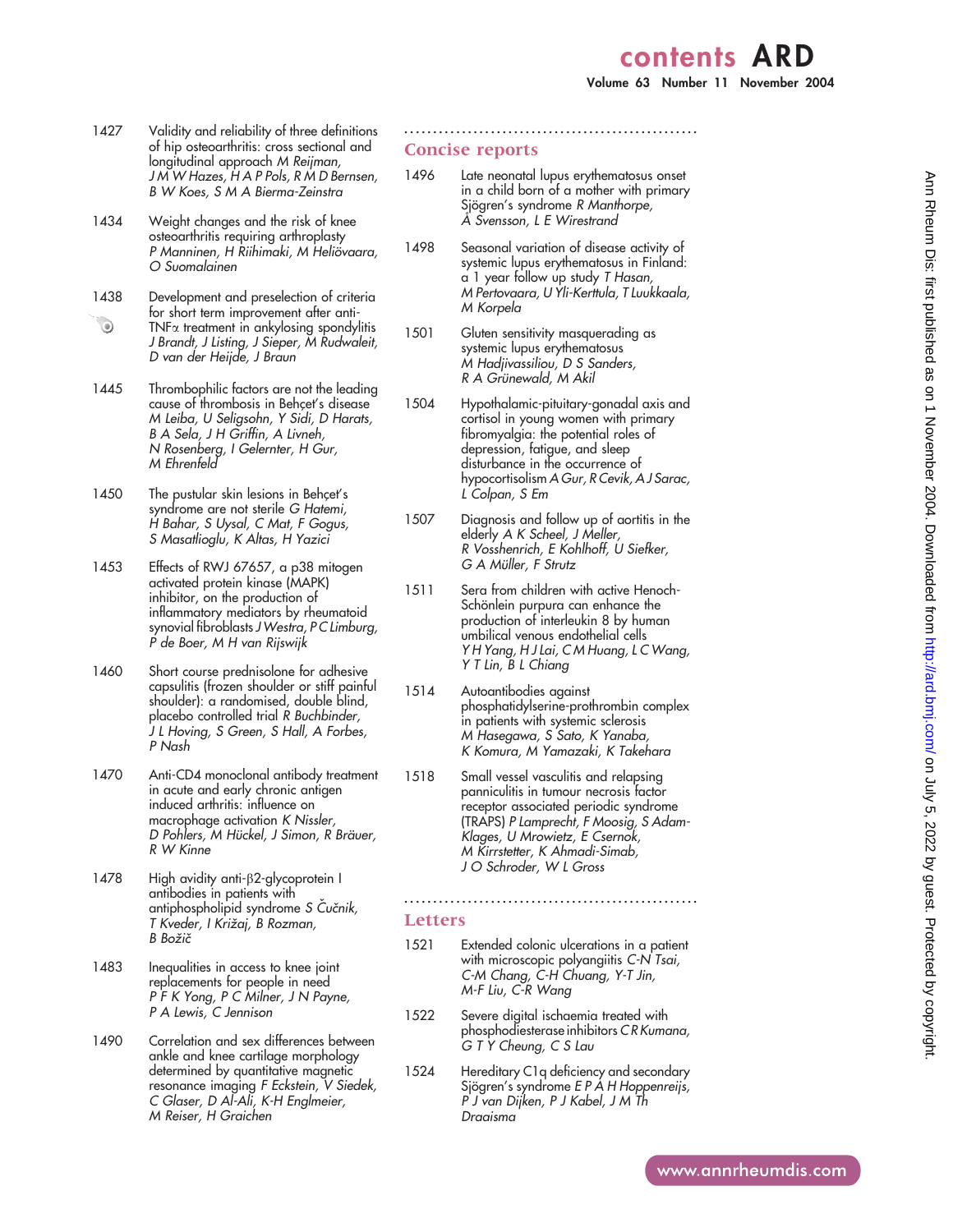1427 Validity and reliability of three definitions of hip osteoarthritis: cross sectional and longitudinal approach *M Reijman, J M W Hazes, H A P Pols, R M D Bernsen, B W Koes, S M A Bierma-Zeinstra*

1434 Weight changes and the risk of knee osteoarthritis requiring arthroplasty *P Manninen, H Riihimaki, M Heliövaara, O Suomalainen*

1438 Development and preselection of criteria for short term improvement after anti-TNFα treatment in ankylosing spondylitis *J Brandt, J Listing, J Sieper, M Rudwaleit, D van der Heijde, J Braun*

1445 Thrombophilic factors are not the leading cause of thrombosis in Behçet's disease *M Leiba, U Seligsohn, Y Sidi, D Harats, B A Sela, J H Griffin, A Livneh, N Rosenberg, I Gelernter, H Gur, M Ehrenfeld*

1450 The pustular skin lesions in Behçet's syndrome are not sterile *G Hatemi, H Bahar, S Uysal, C Mat, F Gogus, S Masatlioglu, K Altas, H Yazici*

1453 Effects of RWJ 67657, a p38 mitogen activated protein kinase (MAPK) inhibitor, on the production of inflammatory mediators by rheumatoid synovial fibroblasts *J Westra, P C Limburg, P de Boer, M H van Rijswijk*

1460 Short course prednisolone for adhesive capsulitis (frozen shoulder or stiff painful shoulder): a randomised, double blind, placebo controlled trial *R Buchbinder, J L Hoving, S Green, S Hall, A Forbes, P Nash*

1470 Anti-CD4 monoclonal antibody treatment in acute and early chronic antigen induced arthritis: influence on macrophage activation *K Nissler, D Pohlers, M Hückel, J Simon, R Bräuer, R W Kinne*

1478 High avidity anti-β2-glycoprotein I antibodies in patients with antiphospholipid syndrome *S Čučnik, T Kveder, I Križaj, B Rozman, B Božič*

1483 Inequalities in access to knee joint replacements for people in need *P F K Yong, P C Milner, J N Payne, P A Lewis, C Jennison*

1490 Correlation and sex differences between ankle and knee cartilage morphology determined by quantitative magnetic resonance imaging *F Eckstein, V Siedek, C Glaser, D Al-Ali, K-H Englmeier, M Reiser, H Graichen*

## Concise reports

1496 Late neonatal lupus erythematosus onset in a child born of a mother with primary Sjögren's syndrome *R Manthorpe, Å Svensson, L E Wirestrand*

1498 Seasonal variation of disease activity of systemic lupus erythematosus in Finland: a 1 year follow up study *T Hasan, M Pertovaara, U Yli-Kerttula, T Luukkaala, M Korpela*

1501 Gluten sensitivity masquerading as systemic lupus erythematosus *M Hadjivassiliou, D S Sanders, R A Grünewald, M Akil*

1504 Hypothalamic-pituitary-gonadal axis and cortisol in young women with primary fibromyalgia: the potential roles of depression, fatigue, and sleep disturbance in the occurrence of hypocortisolism *A Gur, R Cevik, A J Sarac, L Colpan, S Em*

1507 Diagnosis and follow up of aortitis in the elderly *A K Scheel, J Meller, R Vosshenrich, E Kohlhoff, U Siefker, G A Müller, F Strutz*

1511 Sera from children with active Henoch-Schönlein purpura can enhance the production of interleukin 8 by human umbilical venous endothelial cells *Y H Yang, H J Lai, C M Huang, L C Wang, Y T Lin, B L Chiang*

1514 Autoantibodies against phosphatidylserine-prothrombin complex in patients with systemic sclerosis *M Hasegawa, S Sato, K Yanaba, K Komura, M Yamazaki, K Takehara*

1518 Small vessel vasculitis and relapsing panniculitis in tumour necrosis factor receptor associated periodic syndrome (TRAPS) *P Lamprecht, F Moosig, S Adam-Klages, U Mrowietz, E Csernok, M Kirrstetter, K Ahmadi-Simab, J O Schroder, W L Gross*

## Letters

1521 Extended colonic ulcerations in a patient with microscopic polyangiitis *C-N Tsai, C-M Chang, C-H Chuang, Y-T Jin, M-F Liu, C-R Wang*

1522 Severe digital ischaemia treated with phosphodiesterase inhibitors *C R Kumana, G T Y Cheung, C S Lau*

1524 Hereditary C1q deficiency and secondary Sjögren's syndrome *E P A H Hoppenreijs, P J van Dijken, P J Kabel, J M Th Draaisma*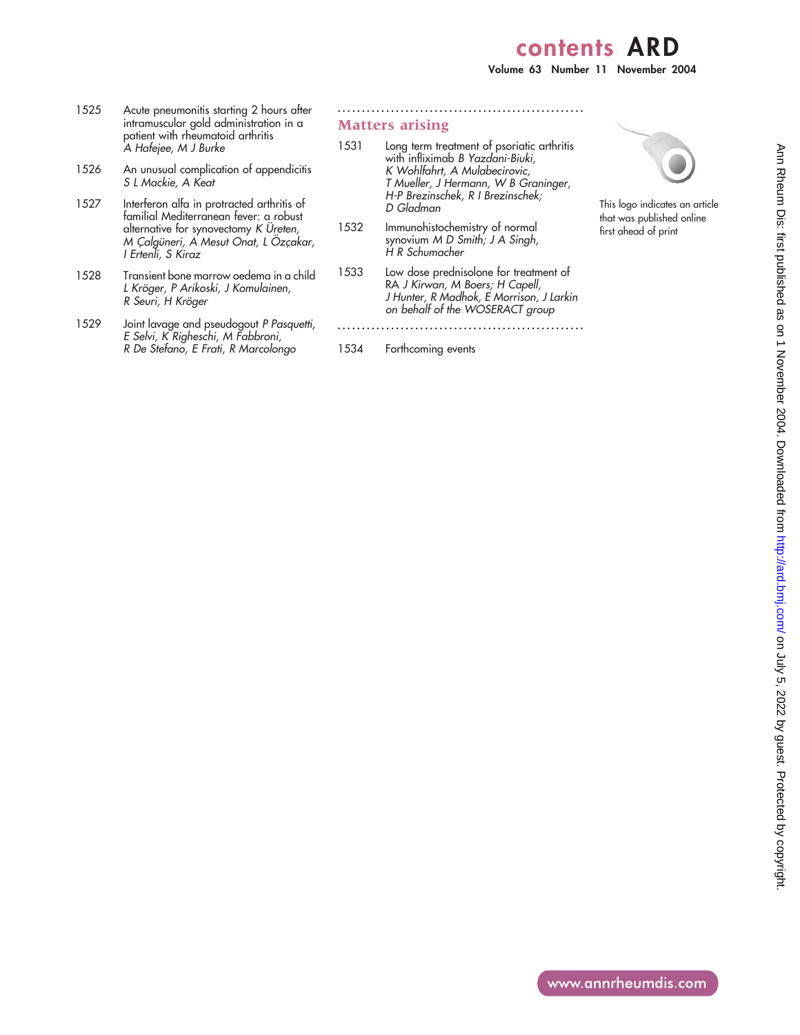1525 Acute pneumonitis starting 2 hours after intramuscular gold administration in a patient with rheumatoid arthritis *A Hafejee, M J Burke*

1526 An unusual complication of appendicitis *S L Mackie, A Keat*

1527 Interferon alfa in protracted arthritis of familial Mediterranean fever: a robust alternative for synovectomy *K Üreten, M Çalgüneri, A Mesut Onat, L Özçakar, I Ertenli, S Kiraz*

1528 Transient bone marrow oedema in a child *L Kröger, P Arikoski, J Komulainen, R Seuri, H Kröger*

1529 Joint lavage and pseudogout *P Pasquetti, E Selvi, K Righeschi, M Fabbroni, R De Stefano, E Frati, R Marcolongo*

## Matters arising

1531 Long term treatment of psoriatic arthritis with infliximab *B Yazdani-Biuki, K Wohlfahrt, A Mulabecirovic, T Mueller, J Hermann, W B Graninger, H-P Brezinschek, R I Brezinschek; D Gladman*

1532 Immunohistochemistry of normal synovium *M D Smith; J A Singh, H R Schumacher*

1533 Low dose prednisolone for treatment of RA *J Kirwan, M Boers; H Capell, J Hunter, R Madhok, E Morrison, J Larkin on behalf of the WOSERACT group*

1534 Forthcoming events

This logo indicates an article that was published online first ahead of print